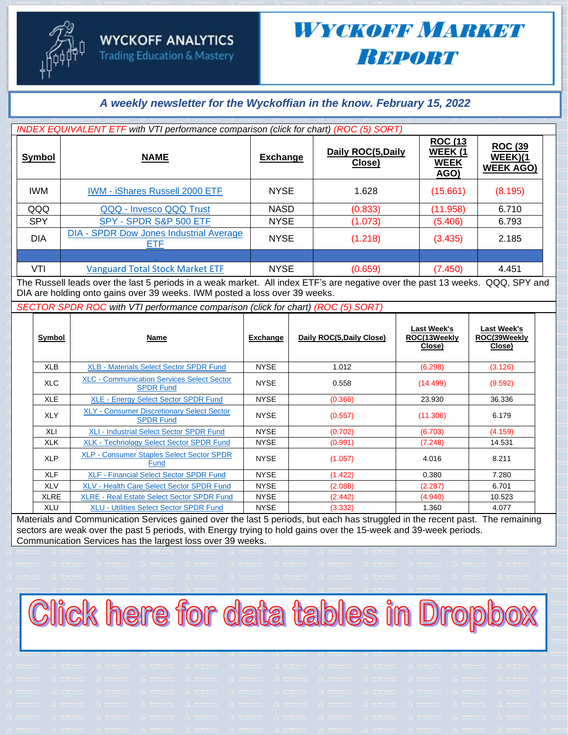# WYCKOFF ANALYTICS
Trading Education & Mastery

# WYCKOFF MARKET REPORT

*A weekly newsletter for the Wyckoffian in the know. February 15, 2022*

*INDEX EQUIVALENT ETF with VTI performance comparison (click for chart) (ROC (5) SORT)*

| Symbol | NAME | Exchange | Daily ROC(5,Daily Close) | ROC (13 WEEK (1 WEEK AGO) | ROC (39 WEEK)(1 WEEK AGO) |
|---|---|---|---|---|---|
| IWM | IWM - iShares Russell 2000 ETF | NYSE | 1.628 | (15.661) | (8.195) |
| QQQ | QQQ - Invesco QQQ Trust | NASD | (0.833) | (11.958) | 6.710 |
| SPY | SPY - SPDR S&P 500 ETF | NYSE | (1.073) | (5.406) | 6.793 |
| DIA | DIA - SPDR Dow Jones Industrial Average ETF | NYSE | (1.218) | (3.435) | 2.185 |
| | | | | | |
| VTI | Vanguard Total Stock Market ETF | NYSE | (0.659) | (7.450) | 4.451 |

The Russell leads over the last 5 periods in a weak market. All index ETF's are negative over the past 13 weeks. QQQ, SPY and DIA are holding onto gains over 39 weeks. IWM posted a loss over 39 weeks.

*SECTOR SPDR ROC with VTI performance comparison (click for chart) (ROC (5) SORT)*

| Symbol | Name | Exchange | Daily ROC(5,Daily Close) | Last Week's ROC(13Weekly Close) | Last Week's ROC(39Weekly Close) |
|---|---|---|---|---|---|
| XLB | XLB - Materials Select Sector SPDR Fund | NYSE | 1.012 | (6.298) | (3.126) |
| XLC | XLC - Communication Services Select Sector SPDR Fund | NYSE | 0.558 | (14.499) | (9.592) |
| XLE | XLE - Energy Select Sector SPDR Fund | NYSE | (0.366) | 23.930 | 36.336 |
| XLY | XLY - Consumer Discretionary Select Sector SPDR Fund | NYSE | (0.557) | (11.306) | 6.179 |
| XLI | XLI - Industrial Select Sector SPDR Fund | NYSE | (0.702) | (6.703) | (4.159) |
| XLK | XLK - Technology Select Sector SPDR Fund | NYSE | (0.991) | (7.248) | 14.531 |
| XLP | XLP - Consumer Staples Select Sector SPDR Fund | NYSE | (1.057) | 4.016 | 8.211 |
| XLF | XLF - Financial Select Sector SPDR Fund | NYSE | (1.422) | 0.380 | 7.280 |
| XLV | XLV - Health Care Select Sector SPDR Fund | NYSE | (2.088) | (2.287) | 6.701 |
| XLRE | XLRE - Real Estate Select Sector SPDR Fund | NYSE | (2.442) | (4.940) | 10.523 |
| XLU | XLU - Utilities Select Sector SPDR Fund | NYSE | (3.332) | 1.360 | 4.077 |

Materials and Communication Services gained over the last 5 periods, but each has struggled in the recent past. The remaining sectors are weak over the past 5 periods, with Energy trying to hold gains over the 15-week and 39-week periods. Communication Services has the largest loss over 39 weeks.

**Click here for data tables in Dropbox**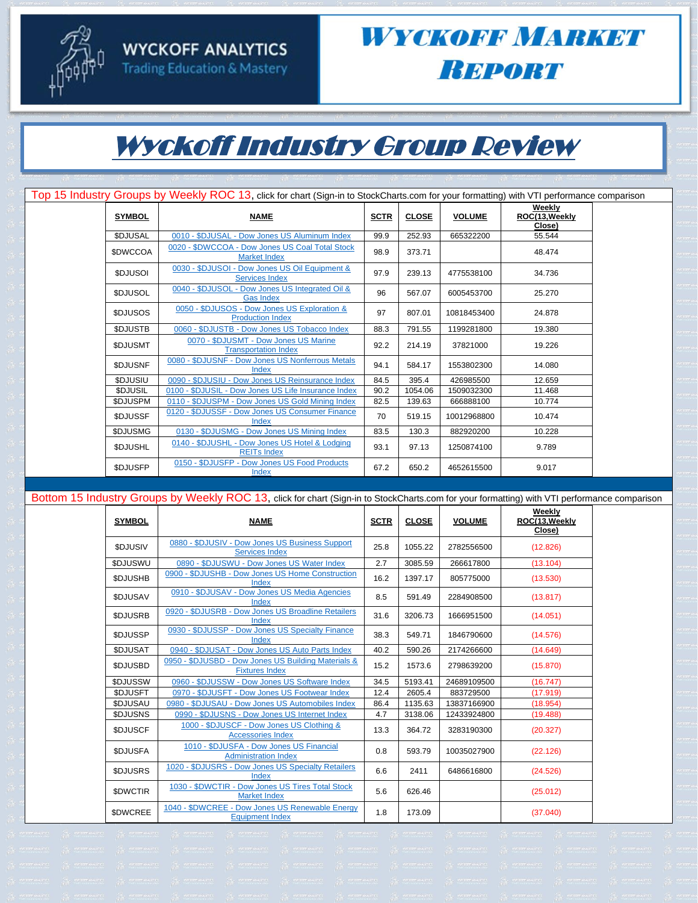WYCKOFF ANALYTICS
Trading Education & Mastery

# Wyckoff Market Report

## Wyckoff Industry Group Review

**Top 15 Industry Groups by Weekly ROC 13**, click for chart (Sign-in to StockCharts.com for your formatting) with VTI performance comparison

| SYMBOL | NAME | SCTR | CLOSE | VOLUME | Weekly ROC(13,Weekly Close) |
|---|---|---|---|---|---|
| $DJUSAL | 0010 - $DJUSAL - Dow Jones US Aluminum Index | 99.9 | 252.93 | 665322200 | 55.544 |
| $DWCCOA | 0020 - $DWCCOA - Dow Jones US Coal Total Stock Market Index | 98.9 | 373.71 | | 48.474 |
| $DJUSOI | 0030 - $DJUSOI - Dow Jones US Oil Equipment & Services Index | 97.9 | 239.13 | 4775538100 | 34.736 |
| $DJUSOL | 0040 - $DJUSOL - Dow Jones US Integrated Oil & Gas Index | 96 | 567.07 | 6005453700 | 25.270 |
| $DJUSOS | 0050 - $DJUSOS - Dow Jones US Exploration & Production Index | 97 | 807.01 | 10818453400 | 24.878 |
| $DJUSTB | 0060 - $DJUSTB - Dow Jones US Tobacco Index | 88.3 | 791.55 | 1199281800 | 19.380 |
| $DJUSMT | 0070 - $DJUSMT - Dow Jones US Marine Transportation Index | 92.2 | 214.19 | 37821000 | 19.226 |
| $DJUSNF | 0080 - $DJUSNF - Dow Jones US Nonferrous Metals Index | 94.1 | 584.17 | 1553802300 | 14.080 |
| $DJUSIU | 0090 - $DJUSIU - Dow Jones US Reinsurance Index | 84.5 | 395.4 | 426985500 | 12.659 |
| $DJUSIL | 0100 - $DJUSIL - Dow Jones US Life Insurance Index | 90.2 | 1054.06 | 1509032300 | 11.468 |
| $DJUSPM | 0110 - $DJUSPM - Dow Jones US Gold Mining Index | 82.5 | 139.63 | 666888100 | 10.774 |
| $DJUSSF | 0120 - $DJUSSF - Dow Jones US Consumer Finance Index | 70 | 519.15 | 10012968800 | 10.474 |
| $DJUSMG | 0130 - $DJUSMG - Dow Jones US Mining Index | 83.5 | 130.3 | 882920200 | 10.228 |
| $DJUSHL | 0140 - $DJUSHL - Dow Jones US Hotel & Lodging REITs Index | 93.1 | 97.13 | 1250874100 | 9.789 |
| $DJUSFP | 0150 - $DJUSFP - Dow Jones US Food Products Index | 67.2 | 650.2 | 4652615500 | 9.017 |

**Bottom 15 Industry Groups by Weekly ROC 13**, click for chart (Sign-in to StockCharts.com for your formatting) with VTI performance comparison

| SYMBOL | NAME | SCTR | CLOSE | VOLUME | Weekly ROC(13,Weekly Close) |
|---|---|---|---|---|---|
| $DJUSIV | 0880 - $DJUSIV - Dow Jones US Business Support Services Index | 25.8 | 1055.22 | 2782556500 | (12.826) |
| $DJUSWU | 0890 - $DJUSWU - Dow Jones US Water Index | 2.7 | 3085.59 | 266617800 | (13.104) |
| $DJUSHB | 0900 - $DJUSHB - Dow Jones US Home Construction Index | 16.2 | 1397.17 | 805775000 | (13.530) |
| $DJUSAV | 0910 - $DJUSAV - Dow Jones US Media Agencies Index | 8.5 | 591.49 | 2284908500 | (13.817) |
| $DJUSRB | 0920 - $DJUSRB - Dow Jones US Broadline Retailers Index | 31.6 | 3206.73 | 1666951500 | (14.051) |
| $DJUSSP | 0930 - $DJUSSP - Dow Jones US Specialty Finance Index | 38.3 | 549.71 | 1846790600 | (14.576) |
| $DJUSAT | 0940 - $DJUSAT - Dow Jones US Auto Parts Index | 40.2 | 590.26 | 2174266600 | (14.649) |
| $DJUSBD | 0950 - $DJUSBD - Dow Jones US Building Materials & Fixtures Index | 15.2 | 1573.6 | 2798639200 | (15.870) |
| $DJUSSW | 0960 - $DJUSSW - Dow Jones US Software Index | 34.5 | 5193.41 | 24689109500 | (16.747) |
| $DJUSFT | 0970 - $DJUSFT - Dow Jones US Footwear Index | 12.4 | 2605.4 | 883729500 | (17.919) |
| $DJUSAU | 0980 - $DJUSAU - Dow Jones US Automobiles Index | 86.4 | 1135.63 | 13837166900 | (18.954) |
| $DJUSNS | 0990 - $DJUSNS - Dow Jones US Internet Index | 4.7 | 3138.06 | 12433924800 | (19.488) |
| $DJUSCF | 1000 - $DJUSCF - Dow Jones US Clothing & Accessories Index | 13.3 | 364.72 | 3283190300 | (20.327) |
| $DJUSFA | 1010 - $DJUSFA - Dow Jones US Financial Administration Index | 0.8 | 593.79 | 10035027900 | (22.126) |
| $DJUSRS | 1020 - $DJUSRS - Dow Jones US Specialty Retailers Index | 6.6 | 2411 | 6486616800 | (24.526) |
| $DWCTIR | 1030 - $DWCTIR - Dow Jones US Tires Total Stock Market Index | 5.6 | 626.46 | | (25.012) |
| $DWCREE | 1040 - $DWCREE - Dow Jones US Renewable Energy Equipment Index | 1.8 | 173.09 | | (37.040) |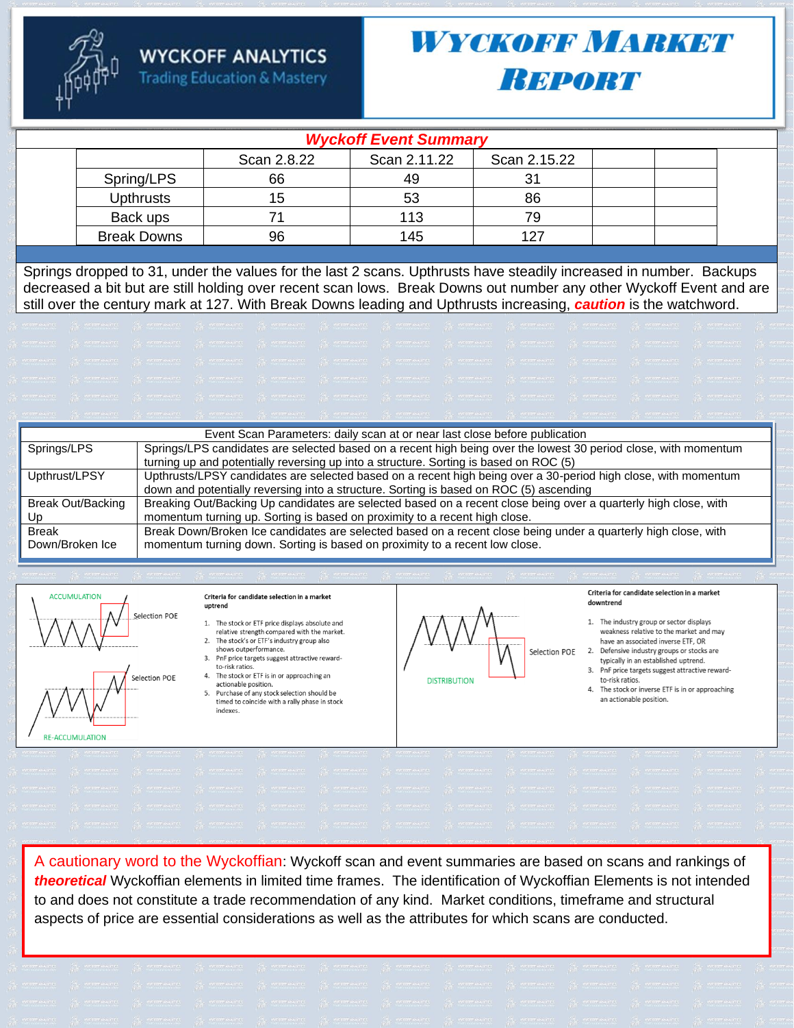# Wyckoff Analytics

Trading Education & Mastery

# Wyckoff Market Report

## *Wyckoff Event Summary*

| | Scan 2.8.22 | Scan 2.11.22 | Scan 2.15.22 | | |
|---|---|---|---|---|---|
| Spring/LPS | 66 | 49 | 31 | | |
| Upthrusts | 15 | 53 | 86 | | |
| Back ups | 71 | 113 | 79 | | |
| Break Downs | 96 | 145 | 127 | | |

Springs dropped to 31, under the values for the last 2 scans. Upthrusts have steadily increased in number. Backups decreased a bit but are still holding over recent scan lows. Break Downs out number any other Wyckoff Event and are still over the century mark at 127. With Break Downs leading and Upthrusts increasing, ***caution*** is the watchword.

| Event Scan Parameters: daily scan at or near last close before publication | |
|---|---|
| Springs/LPS | Springs/LPS candidates are selected based on a recent high being over the lowest 30 period close, with momentum turning up and potentially reversing up into a structure. Sorting is based on ROC (5) |
| Upthrust/LPSY | Upthrusts/LPSY candidates are selected based on a recent high being over a 30-period high close, with momentum down and potentially reversing into a structure. Sorting is based on ROC (5) ascending |
| Break Out/Backing Up | Breaking Out/Backing Up candidates are selected based on a recent close being over a quarterly high close, with momentum turning up. Sorting is based on proximity to a recent high close. |
| Break Down/Broken Ice | Break Down/Broken Ice candidates are selected based on a recent close being under a quarterly high close, with momentum turning down. Sorting is based on proximity to a recent low close. |

ACCUMULATION — Selection POE

RE-ACCUMULATION — Selection POE

**Criteria for candidate selection in a market uptrend**

1. The stock or ETF price displays absolute and relative strength compared with the market.
2. The stock's or ETF's industry group also shows outperformance.
3. PnF price targets suggest attractive reward-to-risk ratios.
4. The stock or ETF is in or approaching an actionable position.
5. Purchase of any stock selection should be timed to coincide with a rally phase in stock indexes.

DISTRIBUTION — Selection POE

**Criteria for candidate selection in a market downtrend**

1. The industry group or sector displays weakness relative to the market and may have an associated inverse ETF, OR
2. Defensive industry groups or stocks are typically in an established uptrend.
3. PnF price targets suggest attractive reward-to-risk ratios.
4. The stock or inverse ETF is in or approaching an actionable position.

A cautionary word to the Wyckoffian: Wyckoff scan and event summaries are based on scans and rankings of ***theoretical*** Wyckoffian elements in limited time frames. The identification of Wyckoffian Elements is not intended to and does not constitute a trade recommendation of any kind. Market conditions, timeframe and structural aspects of price are essential considerations as well as the attributes for which scans are conducted.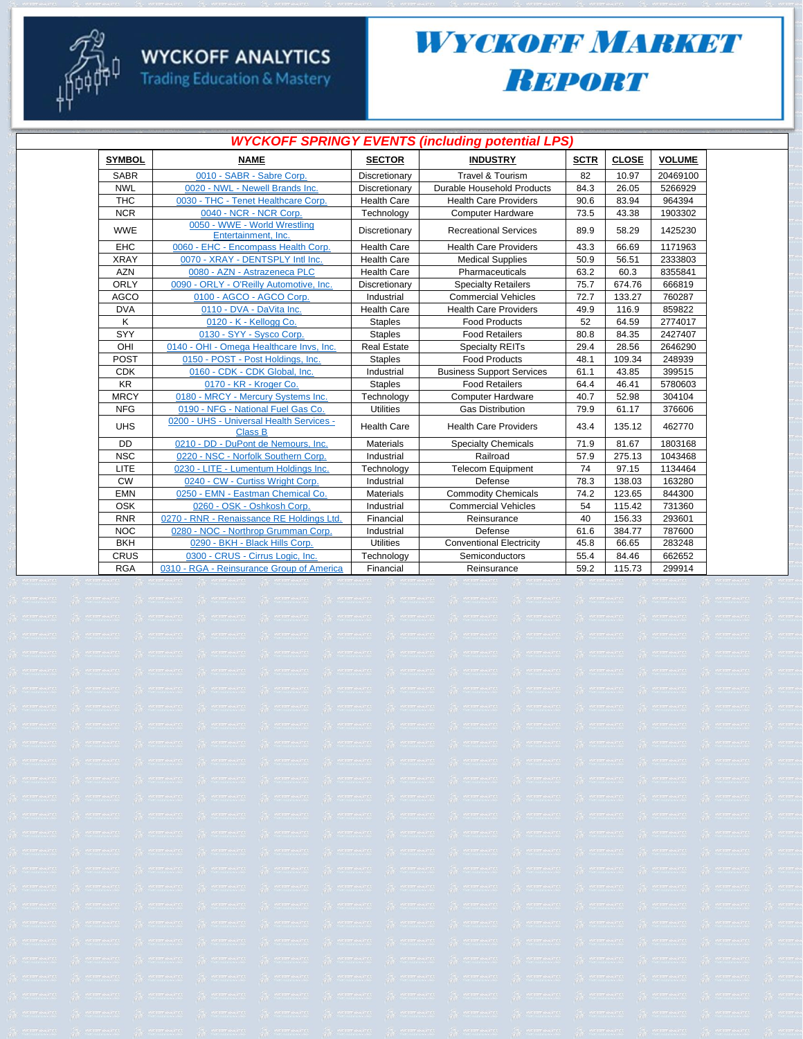# WYCKOFF ANALYTICS

Trading Education & Mastery

# WYCKOFF MARKET REPORT

## WYCKOFF SPRINGY EVENTS (including potential LPS)

| SYMBOL | NAME | SECTOR | INDUSTRY | SCTR | CLOSE | VOLUME |
|---|---|---|---|---|---|---|
| SABR | 0010 - SABR - Sabre Corp. | Discretionary | Travel & Tourism | 82 | 10.97 | 20469100 |
| NWL | 0020 - NWL - Newell Brands Inc. | Discretionary | Durable Household Products | 84.3 | 26.05 | 5266929 |
| THC | 0030 - THC - Tenet Healthcare Corp. | Health Care | Health Care Providers | 90.6 | 83.94 | 964394 |
| NCR | 0040 - NCR - NCR Corp. | Technology | Computer Hardware | 73.5 | 43.38 | 1903302 |
| WWE | 0050 - WWE - World Wrestling Entertainment, Inc. | Discretionary | Recreational Services | 89.9 | 58.29 | 1425230 |
| EHC | 0060 - EHC - Encompass Health Corp. | Health Care | Health Care Providers | 43.3 | 66.69 | 1171963 |
| XRAY | 0070 - XRAY - DENTSPLY Intl Inc. | Health Care | Medical Supplies | 50.9 | 56.51 | 2333803 |
| AZN | 0080 - AZN - Astrazeneca PLC | Health Care | Pharmaceuticals | 63.2 | 60.3 | 8355841 |
| ORLY | 0090 - ORLY - O'Reilly Automotive, Inc. | Discretionary | Specialty Retailers | 75.7 | 674.76 | 666819 |
| AGCO | 0100 - AGCO - AGCO Corp. | Industrial | Commercial Vehicles | 72.7 | 133.27 | 760287 |
| DVA | 0110 - DVA - DaVita Inc. | Health Care | Health Care Providers | 49.9 | 116.9 | 859822 |
| K | 0120 - K - Kellogg Co. | Staples | Food Products | 52 | 64.59 | 2774017 |
| SYY | 0130 - SYY - Sysco Corp. | Staples | Food Retailers | 80.8 | 84.35 | 2427407 |
| OHI | 0140 - OHI - Omega Healthcare Invs, Inc. | Real Estate | Specialty REITs | 29.4 | 28.56 | 2646290 |
| POST | 0150 - POST - Post Holdings, Inc. | Staples | Food Products | 48.1 | 109.34 | 248939 |
| CDK | 0160 - CDK - CDK Global, Inc. | Industrial | Business Support Services | 61.1 | 43.85 | 399515 |
| KR | 0170 - KR - Kroger Co. | Staples | Food Retailers | 64.4 | 46.41 | 5780603 |
| MRCY | 0180 - MRCY - Mercury Systems Inc. | Technology | Computer Hardware | 40.7 | 52.98 | 304104 |
| NFG | 0190 - NFG - National Fuel Gas Co. | Utilities | Gas Distribution | 79.9 | 61.17 | 376606 |
| UHS | 0200 - UHS - Universal Health Services - Class B | Health Care | Health Care Providers | 43.4 | 135.12 | 462770 |
| DD | 0210 - DD - DuPont de Nemours, Inc. | Materials | Specialty Chemicals | 71.9 | 81.67 | 1803168 |
| NSC | 0220 - NSC - Norfolk Southern Corp. | Industrial | Railroad | 57.9 | 275.13 | 1043468 |
| LITE | 0230 - LITE - Lumentum Holdings Inc. | Technology | Telecom Equipment | 74 | 97.15 | 1134464 |
| CW | 0240 - CW - Curtiss Wright Corp. | Industrial | Defense | 78.3 | 138.03 | 163280 |
| EMN | 0250 - EMN - Eastman Chemical Co. | Materials | Commodity Chemicals | 74.2 | 123.65 | 844300 |
| OSK | 0260 - OSK - Oshkosh Corp. | Industrial | Commercial Vehicles | 54 | 115.42 | 731360 |
| RNR | 0270 - RNR - Renaissance RE Holdings Ltd. | Financial | Reinsurance | 40 | 156.33 | 293601 |
| NOC | 0280 - NOC - Northrop Grumman Corp. | Industrial | Defense | 61.6 | 384.77 | 787600 |
| BKH | 0290 - BKH - Black Hills Corp. | Utilities | Conventional Electricity | 45.8 | 66.65 | 283248 |
| CRUS | 0300 - CRUS - Cirrus Logic, Inc. | Technology | Semiconductors | 55.4 | 84.46 | 662652 |
| RGA | 0310 - RGA - Reinsurance Group of America | Financial | Reinsurance | 59.2 | 115.73 | 299914 |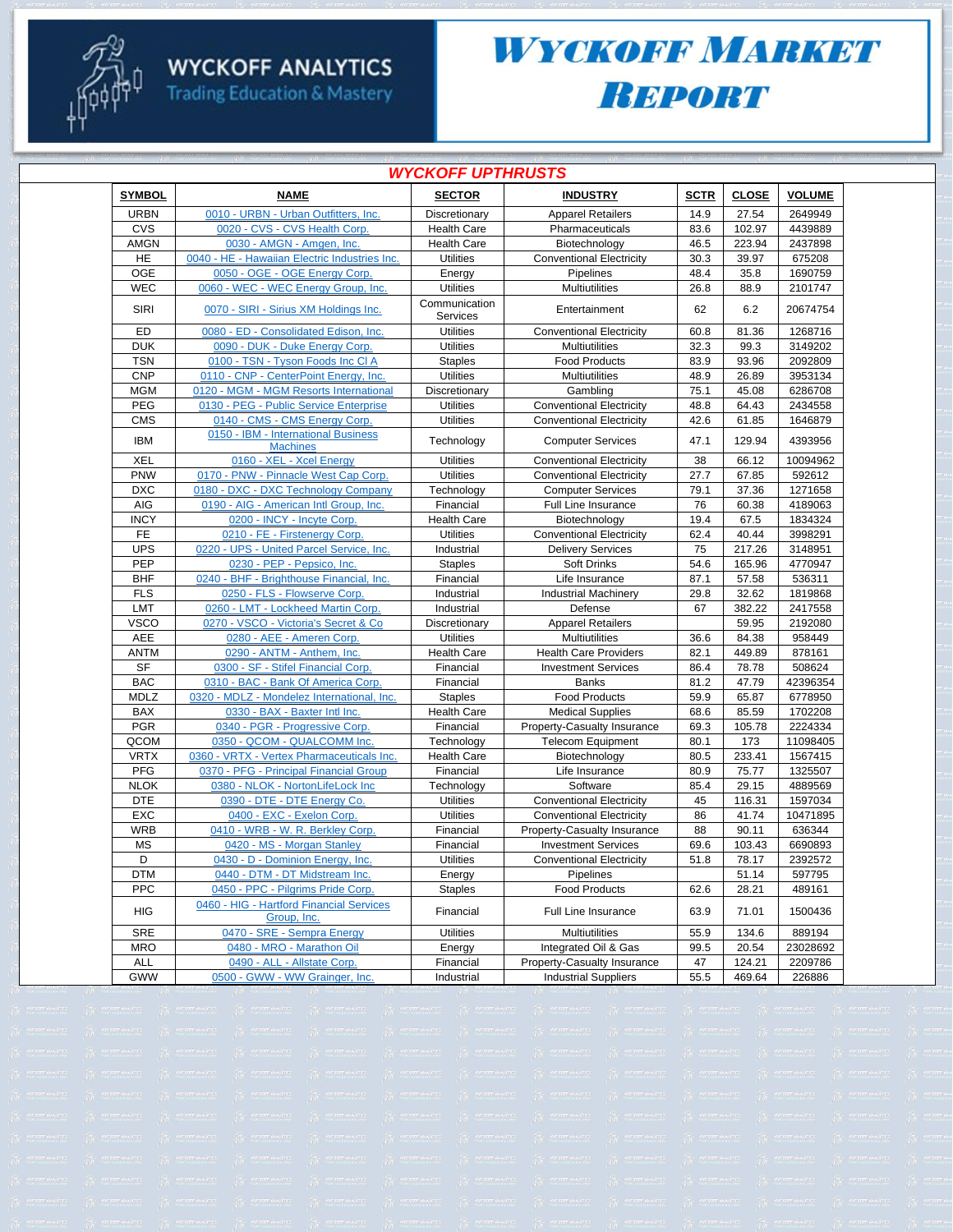# WYCKOFF ANALYTICS
Trading Education & Mastery

# WYCKOFF MARKET REPORT

## WYCKOFF UPTHRUSTS

| SYMBOL | NAME | SECTOR | INDUSTRY | SCTR | CLOSE | VOLUME |
|---|---|---|---|---|---|---|
| URBN | 0010 - URBN - Urban Outfitters, Inc. | Discretionary | Apparel Retailers | 14.9 | 27.54 | 2649949 |
| CVS | 0020 - CVS - CVS Health Corp. | Health Care | Pharmaceuticals | 83.6 | 102.97 | 4439889 |
| AMGN | 0030 - AMGN - Amgen, Inc. | Health Care | Biotechnology | 46.5 | 223.94 | 2437898 |
| HE | 0040 - HE - Hawaiian Electric Industries Inc. | Utilities | Conventional Electricity | 30.3 | 39.97 | 675208 |
| OGE | 0050 - OGE - OGE Energy Corp. | Energy | Pipelines | 48.4 | 35.8 | 1690759 |
| WEC | 0060 - WEC - WEC Energy Group, Inc. | Utilities | Multiutilities | 26.8 | 88.9 | 2101747 |
| SIRI | 0070 - SIRI - Sirius XM Holdings Inc. | Communication Services | Entertainment | 62 | 6.2 | 20674754 |
| ED | 0080 - ED - Consolidated Edison, Inc. | Utilities | Conventional Electricity | 60.8 | 81.36 | 1268716 |
| DUK | 0090 - DUK - Duke Energy Corp. | Utilities | Multiutilities | 32.3 | 99.3 | 3149202 |
| TSN | 0100 - TSN - Tyson Foods Inc Cl A | Staples | Food Products | 83.9 | 93.96 | 2092809 |
| CNP | 0110 - CNP - CenterPoint Energy, Inc. | Utilities | Multiutilities | 48.9 | 26.89 | 3953134 |
| MGM | 0120 - MGM - MGM Resorts International | Discretionary | Gambling | 75.1 | 45.08 | 6286708 |
| PEG | 0130 - PEG - Public Service Enterprise | Utilities | Conventional Electricity | 48.8 | 64.43 | 2434558 |
| CMS | 0140 - CMS - CMS Energy Corp. | Utilities | Conventional Electricity | 42.6 | 61.85 | 1646879 |
| IBM | 0150 - IBM - International Business Machines | Technology | Computer Services | 47.1 | 129.94 | 4393956 |
| XEL | 0160 - XEL - Xcel Energy | Utilities | Conventional Electricity | 38 | 66.12 | 10094962 |
| PNW | 0170 - PNW - Pinnacle West Cap Corp. | Utilities | Conventional Electricity | 27.7 | 67.85 | 592612 |
| DXC | 0180 - DXC - DXC Technology Company | Technology | Computer Services | 79.1 | 37.36 | 1271658 |
| AIG | 0190 - AIG - American Intl Group, Inc. | Financial | Full Line Insurance | 76 | 60.38 | 4189063 |
| INCY | 0200 - INCY - Incyte Corp. | Health Care | Biotechnology | 19.4 | 67.5 | 1834324 |
| FE | 0210 - FE - Firstenergy Corp. | Utilities | Conventional Electricity | 62.4 | 40.44 | 3998291 |
| UPS | 0220 - UPS - United Parcel Service, Inc. | Industrial | Delivery Services | 75 | 217.26 | 3148951 |
| PEP | 0230 - PEP - Pepsico, Inc. | Staples | Soft Drinks | 54.6 | 165.96 | 4770947 |
| BHF | 0240 - BHF - Brighthouse Financial, Inc. | Financial | Life Insurance | 87.1 | 57.58 | 536311 |
| FLS | 0250 - FLS - Flowserve Corp. | Industrial | Industrial Machinery | 29.8 | 32.62 | 1819868 |
| LMT | 0260 - LMT - Lockheed Martin Corp. | Industrial | Defense | 67 | 382.22 | 2417558 |
| VSCO | 0270 - VSCO - Victoria's Secret & Co | Discretionary | Apparel Retailers | | 59.95 | 2192080 |
| AEE | 0280 - AEE - Ameren Corp. | Utilities | Multiutilities | 36.6 | 84.38 | 958449 |
| ANTM | 0290 - ANTM - Anthem, Inc. | Health Care | Health Care Providers | 82.1 | 449.89 | 878161 |
| SF | 0300 - SF - Stifel Financial Corp. | Financial | Investment Services | 86.4 | 78.78 | 508624 |
| BAC | 0310 - BAC - Bank Of America Corp. | Financial | Banks | 81.2 | 47.79 | 42396354 |
| MDLZ | 0320 - MDLZ - Mondelez International, Inc. | Staples | Food Products | 59.9 | 65.87 | 6778950 |
| BAX | 0330 - BAX - Baxter Intl Inc. | Health Care | Medical Supplies | 68.6 | 85.59 | 1702208 |
| PGR | 0340 - PGR - Progressive Corp. | Financial | Property-Casualty Insurance | 69.3 | 105.78 | 2224334 |
| QCOM | 0350 - QCOM - QUALCOMM Inc. | Technology | Telecom Equipment | 80.1 | 173 | 11098405 |
| VRTX | 0360 - VRTX - Vertex Pharmaceuticals Inc. | Health Care | Biotechnology | 80.5 | 233.41 | 1567415 |
| PFG | 0370 - PFG - Principal Financial Group | Financial | Life Insurance | 80.9 | 75.77 | 1325507 |
| NLOK | 0380 - NLOK - NortonLifeLock Inc | Technology | Software | 85.4 | 29.15 | 4889569 |
| DTE | 0390 - DTE - DTE Energy Co. | Utilities | Conventional Electricity | 45 | 116.31 | 1597034 |
| EXC | 0400 - EXC - Exelon Corp. | Utilities | Conventional Electricity | 86 | 41.74 | 10471895 |
| WRB | 0410 - WRB - W. R. Berkley Corp. | Financial | Property-Casualty Insurance | 88 | 90.11 | 636344 |
| MS | 0420 - MS - Morgan Stanley | Financial | Investment Services | 69.6 | 103.43 | 6690893 |
| D | 0430 - D - Dominion Energy, Inc. | Utilities | Conventional Electricity | 51.8 | 78.17 | 2392572 |
| DTM | 0440 - DTM - DT Midstream Inc. | Energy | Pipelines | | 51.14 | 597795 |
| PPC | 0450 - PPC - Pilgrims Pride Corp. | Staples | Food Products | 62.6 | 28.21 | 489161 |
| HIG | 0460 - HIG - Hartford Financial Services Group, Inc. | Financial | Full Line Insurance | 63.9 | 71.01 | 1500436 |
| SRE | 0470 - SRE - Sempra Energy | Utilities | Multiutilities | 55.9 | 134.6 | 889194 |
| MRO | 0480 - MRO - Marathon Oil | Energy | Integrated Oil & Gas | 99.5 | 20.54 | 23028692 |
| ALL | 0490 - ALL - Allstate Corp. | Financial | Property-Casualty Insurance | 47 | 124.21 | 2209786 |
| GWW | 0500 - GWW - WW Grainger, Inc. | Industrial | Industrial Suppliers | 55.5 | 469.64 | 226886 |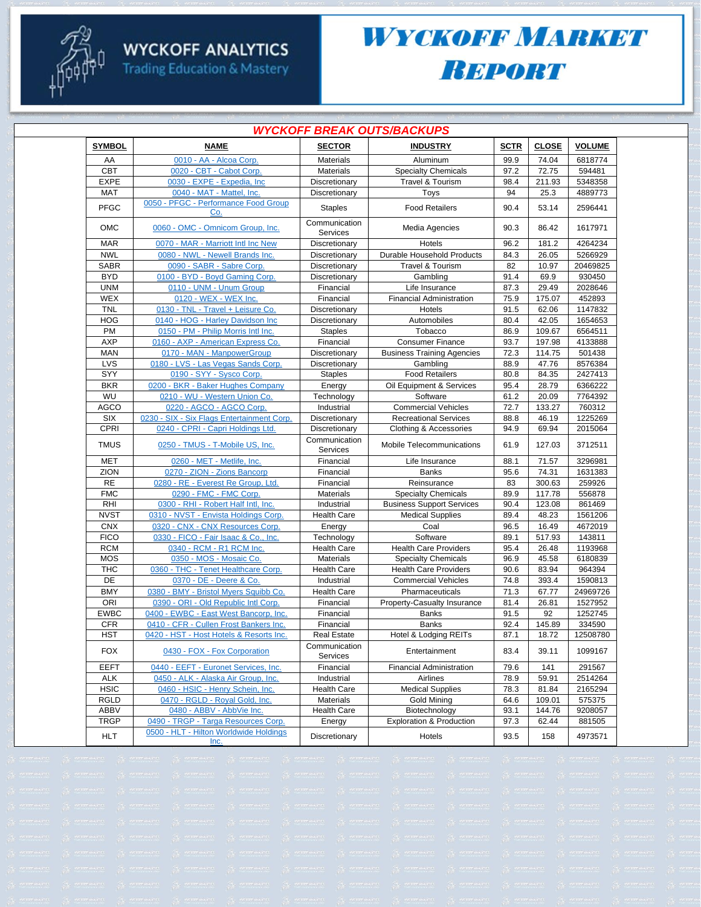# WYCKOFF ANALYTICS

Trading Education & Mastery

# WYCKOFF MARKET REPORT

## WYCKOFF BREAK OUTS/BACKUPS

| SYMBOL | NAME | SECTOR | INDUSTRY | SCTR | CLOSE | VOLUME |
|---|---|---|---|---|---|---|
| AA | 0010 - AA - Alcoa Corp. | Materials | Aluminum | 99.9 | 74.04 | 6818774 |
| CBT | 0020 - CBT - Cabot Corp. | Materials | Specialty Chemicals | 97.2 | 72.75 | 594481 |
| EXPE | 0030 - EXPE - Expedia, Inc | Discretionary | Travel & Tourism | 98.4 | 211.93 | 5348358 |
| MAT | 0040 - MAT - Mattel, Inc. | Discretionary | Toys | 94 | 25.3 | 4889773 |
| PFGC | 0050 - PFGC - Performance Food Group Co. | Staples | Food Retailers | 90.4 | 53.14 | 2596441 |
| OMC | 0060 - OMC - Omnicom Group, Inc. | Communication Services | Media Agencies | 90.3 | 86.42 | 1617971 |
| MAR | 0070 - MAR - Marriott Intl Inc New | Discretionary | Hotels | 96.2 | 181.2 | 4264234 |
| NWL | 0080 - NWL - Newell Brands Inc. | Discretionary | Durable Household Products | 84.3 | 26.05 | 5266929 |
| SABR | 0090 - SABR - Sabre Corp. | Discretionary | Travel & Tourism | 82 | 10.97 | 20469825 |
| BYD | 0100 - BYD - Boyd Gaming Corp. | Discretionary | Gambling | 91.4 | 69.9 | 930450 |
| UNM | 0110 - UNM - Unum Group | Financial | Life Insurance | 87.3 | 29.49 | 2028646 |
| WEX | 0120 - WEX - WEX Inc. | Financial | Financial Administration | 75.9 | 175.07 | 452893 |
| TNL | 0130 - TNL - Travel + Leisure Co. | Discretionary | Hotels | 91.5 | 62.06 | 1147832 |
| HOG | 0140 - HOG - Harley Davidson Inc | Discretionary | Automobiles | 80.4 | 42.05 | 1654653 |
| PM | 0150 - PM - Philip Morris Intl Inc. | Staples | Tobacco | 86.9 | 109.67 | 6564511 |
| AXP | 0160 - AXP - American Express Co. | Financial | Consumer Finance | 93.7 | 197.98 | 4133888 |
| MAN | 0170 - MAN - ManpowerGroup | Discretionary | Business Training Agencies | 72.3 | 114.75 | 501438 |
| LVS | 0180 - LVS - Las Vegas Sands Corp. | Discretionary | Gambling | 88.9 | 47.76 | 8576384 |
| SYY | 0190 - SYY - Sysco Corp. | Staples | Food Retailers | 80.8 | 84.35 | 2427413 |
| BKR | 0200 - BKR - Baker Hughes Company | Energy | Oil Equipment & Services | 95.4 | 28.79 | 6366222 |
| WU | 0210 - WU - Western Union Co. | Technology | Software | 61.2 | 20.09 | 7764392 |
| AGCO | 0220 - AGCO - AGCO Corp. | Industrial | Commercial Vehicles | 72.7 | 133.27 | 760312 |
| SIX | 0230 - SIX - Six Flags Entertainment Corp. | Discretionary | Recreational Services | 88.8 | 46.19 | 1225269 |
| CPRI | 0240 - CPRI - Capri Holdings Ltd. | Discretionary | Clothing & Accessories | 94.9 | 69.94 | 2015064 |
| TMUS | 0250 - TMUS - T-Mobile US, Inc. | Communication Services | Mobile Telecommunications | 61.9 | 127.03 | 3712511 |
| MET | 0260 - MET - Metlife, Inc. | Financial | Life Insurance | 88.1 | 71.57 | 3296981 |
| ZION | 0270 - ZION - Zions Bancorp | Financial | Banks | 95.6 | 74.31 | 1631383 |
| RE | 0280 - RE - Everest Re Group, Ltd. | Financial | Reinsurance | 83 | 300.63 | 259926 |
| FMC | 0290 - FMC - FMC Corp. | Materials | Specialty Chemicals | 89.9 | 117.78 | 556878 |
| RHI | 0300 - RHI - Robert Half Intl, Inc. | Industrial | Business Support Services | 90.4 | 123.08 | 861469 |
| NVST | 0310 - NVST - Envista Holdings Corp. | Health Care | Medical Supplies | 89.4 | 48.23 | 1561206 |
| CNX | 0320 - CNX - CNX Resources Corp. | Energy | Coal | 96.5 | 16.49 | 4672019 |
| FICO | 0330 - FICO - Fair Isaac & Co., Inc. | Technology | Software | 89.1 | 517.93 | 143811 |
| RCM | 0340 - RCM - R1 RCM Inc. | Health Care | Health Care Providers | 95.4 | 26.48 | 1193968 |
| MOS | 0350 - MOS - Mosaic Co. | Materials | Specialty Chemicals | 96.9 | 45.58 | 6180839 |
| THC | 0360 - THC - Tenet Healthcare Corp. | Health Care | Health Care Providers | 90.6 | 83.94 | 964394 |
| DE | 0370 - DE - Deere & Co. | Industrial | Commercial Vehicles | 74.8 | 393.4 | 1590813 |
| BMY | 0380 - BMY - Bristol Myers Squibb Co. | Health Care | Pharmaceuticals | 71.3 | 67.77 | 24969726 |
| ORI | 0390 - ORI - Old Republic Intl Corp. | Financial | Property-Casualty Insurance | 81.4 | 26.81 | 1527952 |
| EWBC | 0400 - EWBC - East West Bancorp, Inc. | Financial | Banks | 91.5 | 92 | 1252745 |
| CFR | 0410 - CFR - Cullen Frost Bankers Inc. | Financial | Banks | 92.4 | 145.89 | 334590 |
| HST | 0420 - HST - Host Hotels & Resorts Inc. | Real Estate | Hotel & Lodging REITs | 87.1 | 18.72 | 12508780 |
| FOX | 0430 - FOX - Fox Corporation | Communication Services | Entertainment | 83.4 | 39.11 | 1099167 |
| EEFT | 0440 - EEFT - Euronet Services, Inc. | Financial | Financial Administration | 79.6 | 141 | 291567 |
| ALK | 0450 - ALK - Alaska Air Group, Inc. | Industrial | Airlines | 78.9 | 59.91 | 2514264 |
| HSIC | 0460 - HSIC - Henry Schein, Inc. | Health Care | Medical Supplies | 78.3 | 81.84 | 2165294 |
| RGLD | 0470 - RGLD - Royal Gold, Inc. | Materials | Gold Mining | 64.6 | 109.01 | 575375 |
| ABBV | 0480 - ABBV - AbbVie Inc. | Health Care | Biotechnology | 93.1 | 144.76 | 9208057 |
| TRGP | 0490 - TRGP - Targa Resources Corp. | Energy | Exploration & Production | 97.3 | 62.44 | 881505 |
| HLT | 0500 - HLT - Hilton Worldwide Holdings Inc. | Discretionary | Hotels | 93.5 | 158 | 4973571 |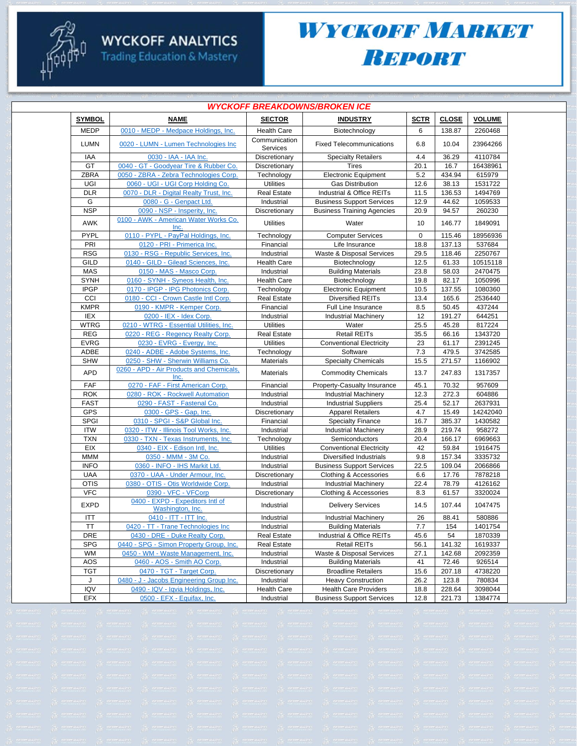# WYCKOFF ANALYTICS
Trading Education & Mastery

# WYCKOFF MARKET REPORT

## WYCKOFF BREAKDOWNS/BROKEN ICE

| SYMBOL | NAME | SECTOR | INDUSTRY | SCTR | CLOSE | VOLUME |
|---|---|---|---|---|---|---|
| MEDP | 0010 - MEDP - Medpace Holdings, Inc. | Health Care | Biotechnology | 6 | 138.87 | 2260468 |
| LUMN | 0020 - LUMN - Lumen Technologies Inc | Communication Services | Fixed Telecommunications | 6.8 | 10.04 | 23964266 |
| IAA | 0030 - IAA - IAA Inc. | Discretionary | Specialty Retailers | 4.4 | 36.29 | 4110784 |
| GT | 0040 - GT - Goodyear Tire & Rubber Co. | Discretionary | Tires | 20.1 | 16.7 | 16438961 |
| ZBRA | 0050 - ZBRA - Zebra Technologies Corp. | Technology | Electronic Equipment | 5.2 | 434.94 | 615979 |
| UGI | 0060 - UGI - UGI Corp Holding Co. | Utilities | Gas Distribution | 12.6 | 38.13 | 1531722 |
| DLR | 0070 - DLR - Digital Realty Trust, Inc. | Real Estate | Industrial & Office REITs | 11.5 | 136.53 | 1494769 |
| G | 0080 - G - Genpact Ltd. | Industrial | Business Support Services | 12.9 | 44.62 | 1059533 |
| NSP | 0090 - NSP - Insperity, Inc. | Discretionary | Business Training Agencies | 20.9 | 94.57 | 260230 |
| AWK | 0100 - AWK - American Water Works Co. Inc. | Utilities | Water | 10 | 146.77 | 1849091 |
| PYPL | 0110 - PYPL - PayPal Holdings, Inc. | Technology | Computer Services | 0 | 115.46 | 18956936 |
| PRI | 0120 - PRI - Primerica Inc. | Financial | Life Insurance | 18.8 | 137.13 | 537684 |
| RSG | 0130 - RSG - Republic Services, Inc. | Industrial | Waste & Disposal Services | 29.5 | 118.46 | 2250767 |
| GILD | 0140 - GILD - Gilead Sciences, Inc. | Health Care | Biotechnology | 12.5 | 61.33 | 10515118 |
| MAS | 0150 - MAS - Masco Corp. | Industrial | Building Materials | 23.8 | 58.03 | 2470475 |
| SYNH | 0160 - SYNH - Syneos Health, Inc. | Health Care | Biotechnology | 19.8 | 82.17 | 1050996 |
| IPGP | 0170 - IPGP - IPG Photonics Corp. | Technology | Electronic Equipment | 10.5 | 137.55 | 1080360 |
| CCI | 0180 - CCI - Crown Castle Intl Corp. | Real Estate | Diversified REITs | 13.4 | 165.6 | 2536440 |
| KMPR | 0190 - KMPR - Kemper Corp. | Financial | Full Line Insurance | 8.5 | 50.45 | 437244 |
| IEX | 0200 - IEX - Idex Corp. | Industrial | Industrial Machinery | 12 | 191.27 | 644251 |
| WTRG | 0210 - WTRG - Essential Utilities, Inc. | Utilities | Water | 25.5 | 45.28 | 817224 |
| REG | 0220 - REG - Regency Realty Corp. | Real Estate | Retail REITs | 35.5 | 66.16 | 1343720 |
| EVRG | 0230 - EVRG - Evergy, Inc. | Utilities | Conventional Electricity | 23 | 61.17 | 2391245 |
| ADBE | 0240 - ADBE - Adobe Systems, Inc. | Technology | Software | 7.3 | 479.5 | 3742585 |
| SHW | 0250 - SHW - Sherwin Williams Co. | Materials | Specialty Chemicals | 15.5 | 271.57 | 1166902 |
| APD | 0260 - APD - Air Products and Chemicals, Inc. | Materials | Commodity Chemicals | 13.7 | 247.83 | 1317357 |
| FAF | 0270 - FAF - First American Corp. | Financial | Property-Casualty Insurance | 45.1 | 70.32 | 957609 |
| ROK | 0280 - ROK - Rockwell Automation | Industrial | Industrial Machinery | 12.3 | 272.3 | 604886 |
| FAST | 0290 - FAST - Fastenal Co. | Industrial | Industrial Suppliers | 25.4 | 52.17 | 2637931 |
| GPS | 0300 - GPS - Gap, Inc. | Discretionary | Apparel Retailers | 4.7 | 15.49 | 14242040 |
| SPGI | 0310 - SPGI - S&P Global Inc. | Financial | Specialty Finance | 16.7 | 385.37 | 1430582 |
| ITW | 0320 - ITW - Illinois Tool Works, Inc. | Industrial | Industrial Machinery | 28.9 | 219.74 | 958272 |
| TXN | 0330 - TXN - Texas Instruments, Inc. | Technology | Semiconductors | 20.4 | 166.17 | 6969663 |
| EIX | 0340 - EIX - Edison Intl, Inc. | Utilities | Conventional Electricity | 42 | 59.84 | 1916475 |
| MMM | 0350 - MMM - 3M Co. | Industrial | Diversified Industrials | 9.8 | 157.34 | 3335732 |
| INFO | 0360 - INFO - IHS Markit Ltd. | Industrial | Business Support Services | 22.5 | 109.04 | 2066866 |
| UAA | 0370 - UAA - Under Armour, Inc. | Discretionary | Clothing & Accessories | 6.6 | 17.76 | 7878218 |
| OTIS | 0380 - OTIS - Otis Worldwide Corp. | Industrial | Industrial Machinery | 22.4 | 78.79 | 4126162 |
| VFC | 0390 - VFC - VFCorp | Discretionary | Clothing & Accessories | 8.3 | 61.57 | 3320024 |
| EXPD | 0400 - EXPD - Expeditors Intl of Washington, Inc. | Industrial | Delivery Services | 14.5 | 107.44 | 1047475 |
| ITT | 0410 - ITT - ITT Inc. | Industrial | Industrial Machinery | 26 | 88.41 | 580886 |
| TT | 0420 - TT - Trane Technologies Inc | Industrial | Building Materials | 7.7 | 154 | 1401754 |
| DRE | 0430 - DRE - Duke Realty Corp. | Real Estate | Industrial & Office REITs | 45.6 | 54 | 1870339 |
| SPG | 0440 - SPG - Simon Property Group, Inc. | Real Estate | Retail REITs | 56.1 | 141.32 | 1619337 |
| WM | 0450 - WM - Waste Management, Inc. | Industrial | Waste & Disposal Services | 27.1 | 142.68 | 2092359 |
| AOS | 0460 - AOS - Smith AO Corp. | Industrial | Building Materials | 41 | 72.46 | 926514 |
| TGT | 0470 - TGT - Target Corp. | Discretionary | Broadline Retailers | 15.6 | 207.18 | 4738220 |
| J | 0480 - J - Jacobs Engineering Group Inc. | Industrial | Heavy Construction | 26.2 | 123.8 | 780834 |
| IQV | 0490 - IQV - Iqvia Holdings, Inc. | Health Care | Health Care Providers | 18.8 | 228.64 | 3098044 |
| EFX | 0500 - EFX - Equifax, Inc. | Industrial | Business Support Services | 12.8 | 221.73 | 1384774 |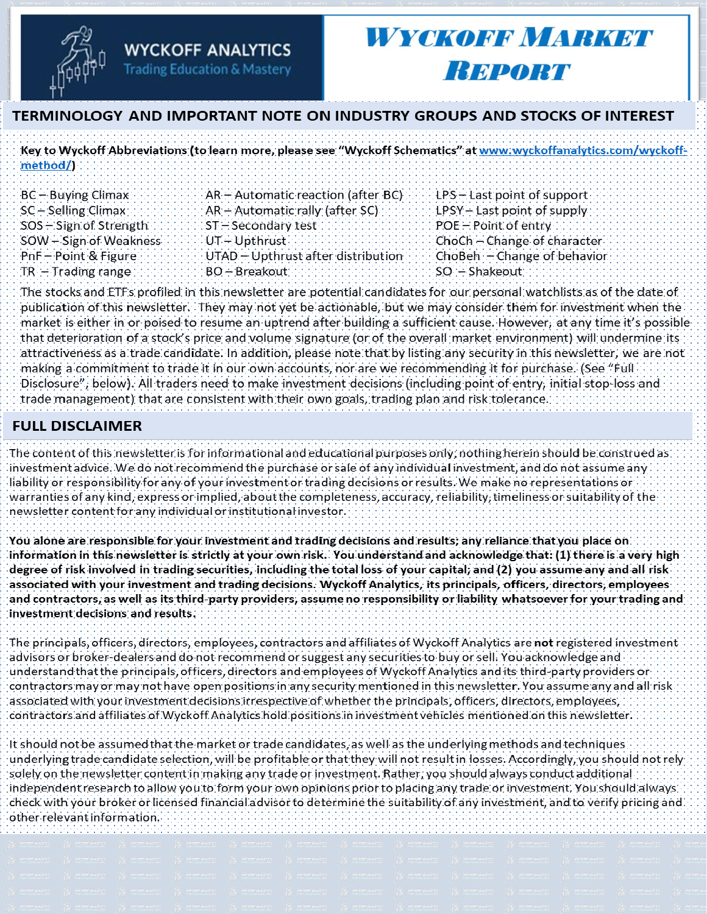# WYCKOFF ANALYTICS Trading Education & Mastery

# WYCKOFF MARKET REPORT

## TERMINOLOGY AND IMPORTANT NOTE ON INDUSTRY GROUPS AND STOCKS OF INTEREST

**Key to Wyckoff Abbreviations (to learn more, please see "Wyckoff Schematics" at www.wyckoffanalytics.com/wyckoff-method/)**

| | | |
|---|---|---|
| BC – Buying Climax | AR – Automatic reaction (after BC) | LPS – Last point of support |
| SC – Selling Climax | AR – Automatic rally (after SC) | LPSY – Last point of supply |
| SOS – Sign of Strength | ST – Secondary test | POE – Point of entry |
| SOW – Sign of Weakness | UT – Upthrust | ChoCh – Change of character |
| PnF – Point & Figure | UTAD – Upthrust after distribution | ChoBeh – Change of behavior |
| TR – Trading range | BO – Breakout | SO – Shakeout |

The stocks and ETFs profiled in this newsletter are potential candidates for our personal watchlists as of the date of publication of this newsletter. They may not yet be actionable, but we may consider them for investment when the market is either in or poised to resume an uptrend after building a sufficient cause. However, at any time it's possible that deterioration of a stock's price and volume signature (or of the overall market environment) will undermine its attractiveness as a trade candidate. In addition, please note that by listing any security in this newsletter, we are not making a commitment to trade it in our own accounts, nor are we recommending it for purchase. (See "Full Disclosure", below). All traders need to make investment decisions (including point of entry, initial stop-loss and trade management) that are consistent with their own goals, trading plan and risk tolerance.

## FULL DISCLAIMER

The content of this newsletter is for informational and educational purposes only; nothing herein should be construed as investment advice. We do not recommend the purchase or sale of any individual investment, and do not assume any liability or responsibility for any of your investment or trading decisions or results. We make no representations or warranties of any kind, express or implied, about the completeness, accuracy, reliability, timeliness or suitability of the newsletter content for any individual or institutional investor.

**You alone are responsible for your investment and trading decisions and results; any reliance that you place on information in this newsletter is strictly at your own risk. You understand and acknowledge that: (1) there is a very high degree of risk involved in trading securities, including the total loss of your capital; and (2) you assume any and all risk associated with your investment and trading decisions. Wyckoff Analytics, its principals, officers, directors, employees and contractors, as well as its third-party providers, assume no responsibility or liability whatsoever for your trading and investment decisions and results.**

The principals, officers, directors, employees, contractors and affiliates of Wyckoff Analytics are **not** registered investment advisors or broker-dealers and do not recommend or suggest any securities to buy or sell. You acknowledge and understand that the principals, officers, directors and employees of Wyckoff Analytics and its third-party providers or contractors may or may not have open positions in any security mentioned in this newsletter. You assume any and all risk associated with your investment decisions irrespective of whether the principals, officers, employees, contractors and affiliates of Wyckoff Analytics hold positions in investment vehicles mentioned on this newsletter.

It should not be assumed that the market or trade candidates, as well as the underlying methods and techniques underlying trade candidate selection, will be profitable or that they will not result in losses. Accordingly, you should not rely solely on the newsletter content in making any trade or investment. Rather, you should always conduct additional independent research to allow you to form your own opinions prior to placing any trade or investment. You should always check with your broker or licensed financial advisor to determine the suitability of any investment, and to verify pricing and other relevant information.